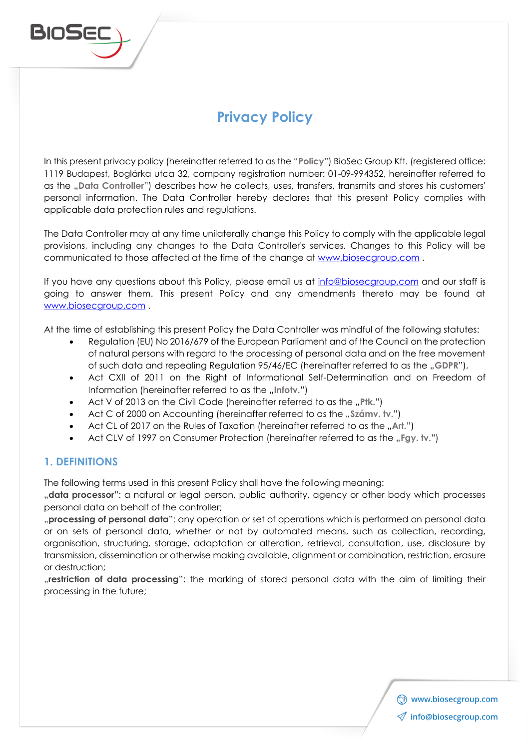# Privacy Policy

In this present privacy policy (hereinafter referred to as the "**Policy**") BioSec Group Kft. (registered office: 1119 Budapest, Boglárka utca 32, company registration number: 01-09-994352, hereinafter referred to as the „**Data Controller**") describes how he collects, uses, transfers, transmits and stores his customers' personal information. The Data Controller hereby declares that this present Policy complies with applicable data protection rules and regulations.

The Data Controller may at any time unilaterally change this Policy to comply with the applicable legal provisions, including any changes to the Data Controller's services. Changes to this Policy will be communicated to those affected at the time of the change at www.biosecgroup.com .

If you have any questions about this Policy, please email us at info@biosecgroup.com and our staff is going to answer them. This present Policy and any amendments thereto may be found at www.biosecgroup.com .

At the time of establishing this present Policy the Data Controller was mindful of the following statutes:

- Regulation (EU) No 2016/679 of the European Parliament and of the Council on the protection of natural persons with regard to the processing of personal data and on the free movement of such data and repealing Regulation 95/46/EC (hereinafter referred to as the „**GDPR**"),
- Act CXII of 2011 on the Right of Informational Self-Determination and on Freedom of Information (hereinafter referred to as the „**Infotv.**")
- Act V of 2013 on the Civil Code (hereinafter referred to as the „**Ptk.**")
- Act C of 2000 on Accounting (hereinafter referred to as the „**Számv. tv.**")
- Act CL of 2017 on the Rules of Taxation (hereinafter referred to as the „**Art.**")
- Act CLV of 1997 on Consumer Protection (hereinafter referred to as the „**Fgy. tv.**")

## 1. DEFINITIONS

The following terms used in this present Policy shall have the following meaning:

„**data processor**": a natural or legal person, public authority, agency or other body which processes personal data on behalf of the controller;

„**processing of personal data**": any operation or set of operations which is performed on personal data or on sets of personal data, whether or not by automated means, such as collection, recording, organisation, structuring, storage, adaptation or alteration, retrieval, consultation, use, disclosure by transmission, dissemination or otherwise making available, alignment or combination, restriction, erasure or destruction;

„**restriction of data processing**": the marking of stored personal data with the aim of limiting their processing in the future;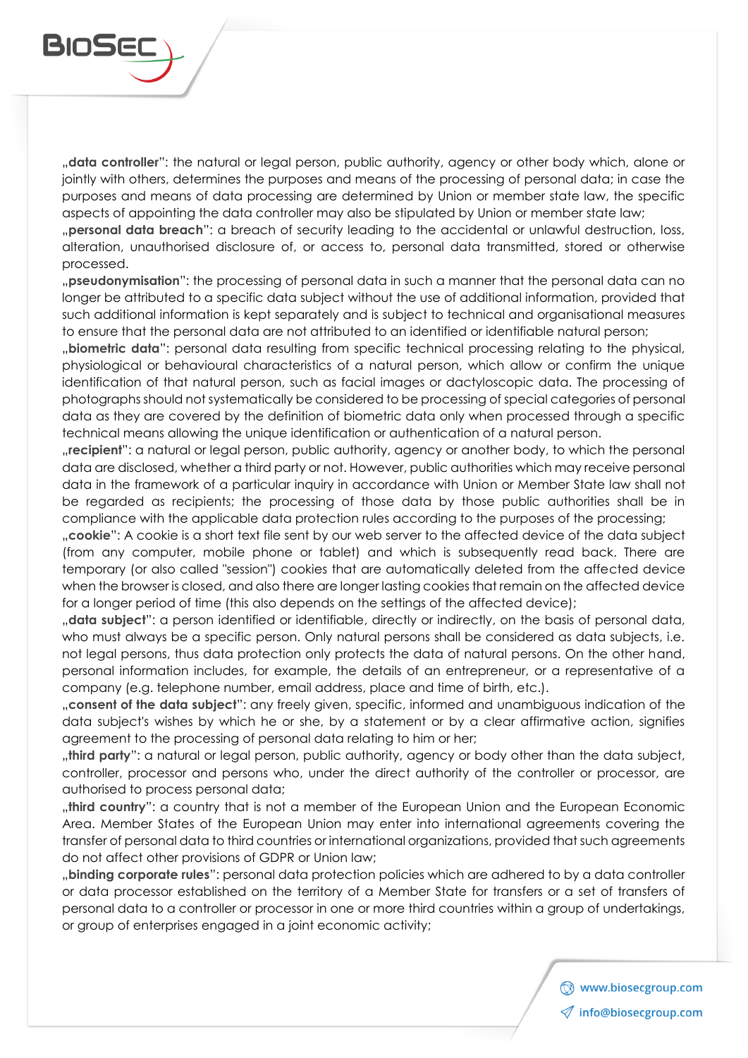„**data controller**": the natural or legal person, public authority, agency or other body which, alone or jointly with others, determines the purposes and means of the processing of personal data; in case the purposes and means of data processing are determined by Union or member state law, the specific aspects of appointing the data controller may also be stipulated by Union or member state law;

„**personal data breach**": a breach of security leading to the accidental or unlawful destruction, loss, alteration, unauthorised disclosure of, or access to, personal data transmitted, stored or otherwise processed.

„**pseudonymisation**": the processing of personal data in such a manner that the personal data can no longer be attributed to a specific data subject without the use of additional information, provided that such additional information is kept separately and is subject to technical and organisational measures to ensure that the personal data are not attributed to an identified or identifiable natural person;

„**biometric data**": personal data resulting from specific technical processing relating to the physical, physiological or behavioural characteristics of a natural person, which allow or confirm the unique identification of that natural person, such as facial images or dactyloscopic data. The processing of photographs should not systematically be considered to be processing of special categories of personal data as they are covered by the definition of biometric data only when processed through a specific technical means allowing the unique identification or authentication of a natural person.

„**recipient**": a natural or legal person, public authority, agency or another body, to which the personal data are disclosed, whether a third party or not. However, public authorities which may receive personal data in the framework of a particular inquiry in accordance with Union or Member State law shall not be regarded as recipients; the processing of those data by those public authorities shall be in compliance with the applicable data protection rules according to the purposes of the processing;

„**cookie**": A cookie is a short text file sent by our web server to the affected device of the data subject (from any computer, mobile phone or tablet) and which is subsequently read back. There are temporary (or also called "session") cookies that are automatically deleted from the affected device when the browser is closed, and also there are longer lasting cookies that remain on the affected device for a longer period of time (this also depends on the settings of the affected device);

„**data subject**": a person identified or identifiable, directly or indirectly, on the basis of personal data, who must always be a specific person. Only natural persons shall be considered as data subjects, i.e. not legal persons, thus data protection only protects the data of natural persons. On the other hand, personal information includes, for example, the details of an entrepreneur, or a representative of a company (e.g. telephone number, email address, place and time of birth, etc.).

„**consent of the data subject**": any freely given, specific, informed and unambiguous indication of the data subject's wishes by which he or she, by a statement or by a clear affirmative action, signifies agreement to the processing of personal data relating to him or her;

„**third party**": a natural or legal person, public authority, agency or body other than the data subject, controller, processor and persons who, under the direct authority of the controller or processor, are authorised to process personal data;

„**third country**": a country that is not a member of the European Union and the European Economic Area. Member States of the European Union may enter into international agreements covering the transfer of personal data to third countries or international organizations, provided that such agreements do not affect other provisions of GDPR or Union law;

„**binding corporate rules**": personal data protection policies which are adhered to by a data controller or data processor established on the territory of a Member State for transfers or a set of transfers of personal data to a controller or processor in one or more third countries within a group of undertakings, or group of enterprises engaged in a joint economic activity;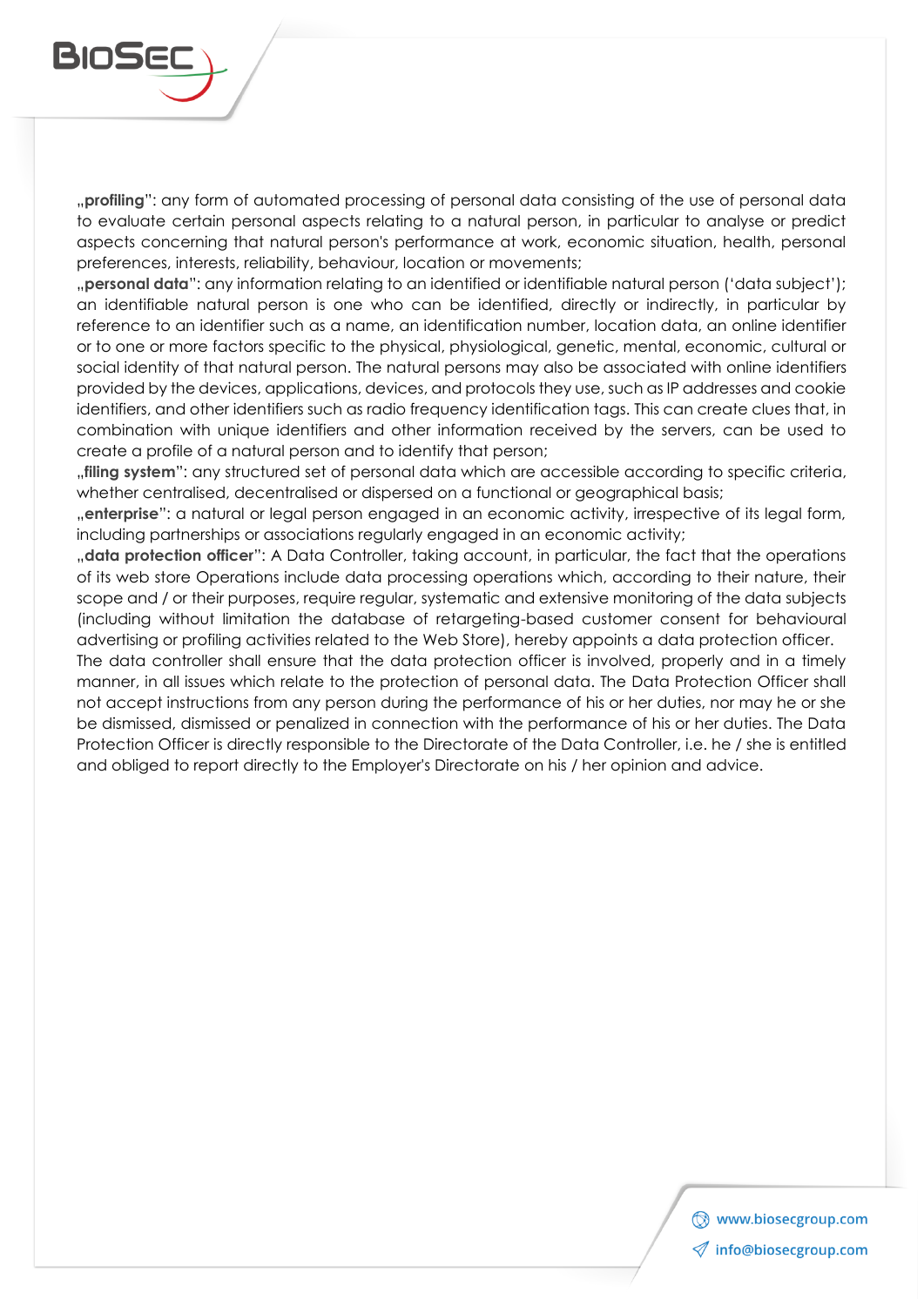„**profiling**": any form of automated processing of personal data consisting of the use of personal data to evaluate certain personal aspects relating to a natural person, in particular to analyse or predict aspects concerning that natural person's performance at work, economic situation, health, personal preferences, interests, reliability, behaviour, location or movements;

„**personal data**": any information relating to an identified or identifiable natural person ('data subject'); an identifiable natural person is one who can be identified, directly or indirectly, in particular by reference to an identifier such as a name, an identification number, location data, an online identifier or to one or more factors specific to the physical, physiological, genetic, mental, economic, cultural or social identity of that natural person. The natural persons may also be associated with online identifiers provided by the devices, applications, devices, and protocols they use, such as IP addresses and cookie identifiers, and other identifiers such as radio frequency identification tags. This can create clues that, in combination with unique identifiers and other information received by the servers, can be used to create a profile of a natural person and to identify that person;

„**filing system**": any structured set of personal data which are accessible according to specific criteria, whether centralised, decentralised or dispersed on a functional or geographical basis;

„**enterprise**": a natural or legal person engaged in an economic activity, irrespective of its legal form, including partnerships or associations regularly engaged in an economic activity;

„**data protection officer**": A Data Controller, taking account, in particular, the fact that the operations of its web store Operations include data processing operations which, according to their nature, their scope and / or their purposes, require regular, systematic and extensive monitoring of the data subjects (including without limitation the database of retargeting-based customer consent for behavioural advertising or profiling activities related to the Web Store), hereby appoints a data protection officer. The data controller shall ensure that the data protection officer is involved, properly and in a timely manner, in all issues which relate to the protection of personal data. The Data Protection Officer shall not accept instructions from any person during the performance of his or her duties, nor may he or she be dismissed, dismissed or penalized in connection with the performance of his or her duties. The Data Protection Officer is directly responsible to the Directorate of the Data Controller, i.e. he / she is entitled and obliged to report directly to the Employer's Directorate on his / her opinion and advice.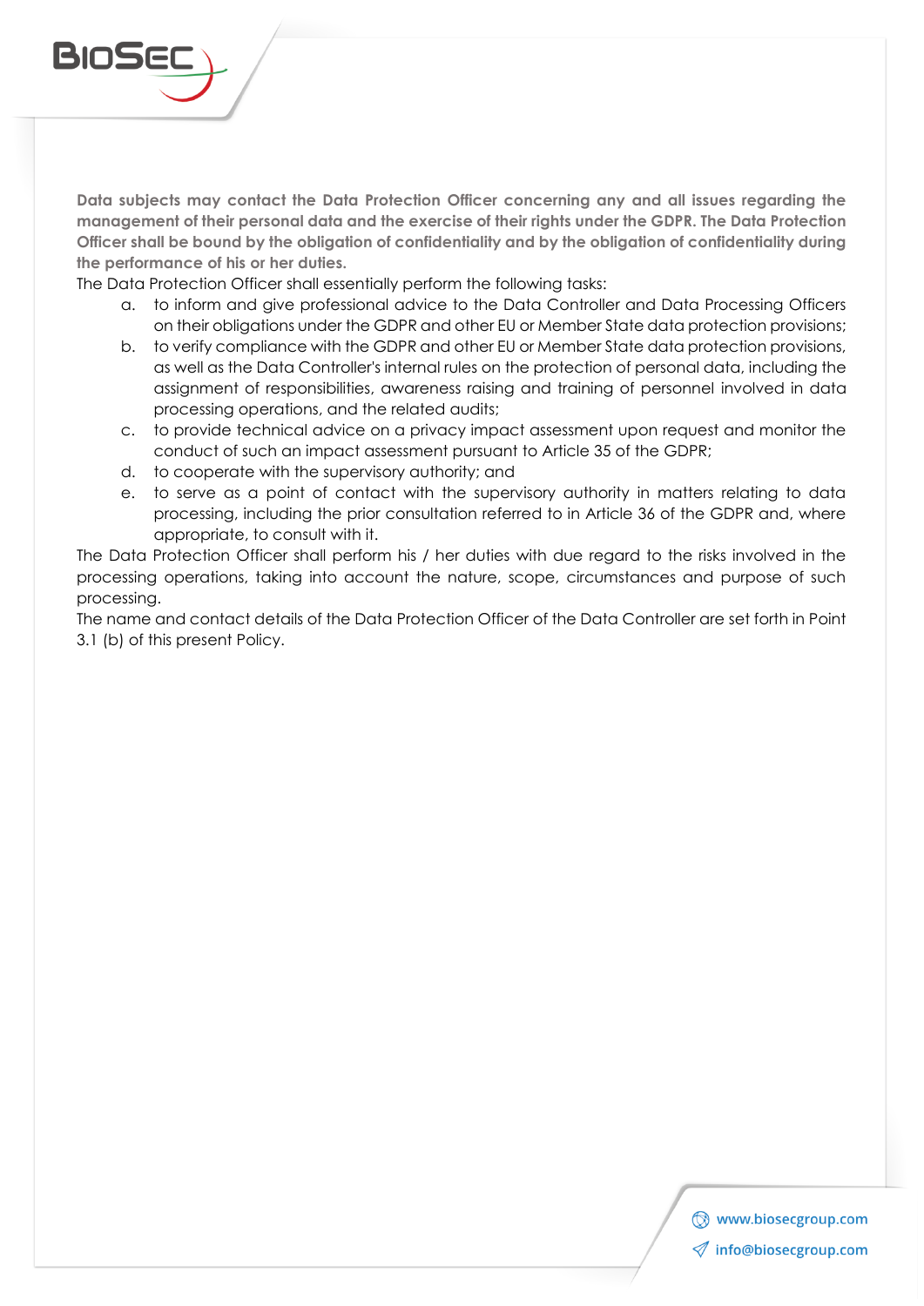**Data subjects may contact the Data Protection Officer concerning any and all issues regarding the management of their personal data and the exercise of their rights under the GDPR. The Data Protection Officer shall be bound by the obligation of confidentiality and by the obligation of confidentiality during the performance of his or her duties.**

The Data Protection Officer shall essentially perform the following tasks:

a. to inform and give professional advice to the Data Controller and Data Processing Officers on their obligations under the GDPR and other EU or Member State data protection provisions;
b. to verify compliance with the GDPR and other EU or Member State data protection provisions, as well as the Data Controller's internal rules on the protection of personal data, including the assignment of responsibilities, awareness raising and training of personnel involved in data processing operations, and the related audits;
c. to provide technical advice on a privacy impact assessment upon request and monitor the conduct of such an impact assessment pursuant to Article 35 of the GDPR;
d. to cooperate with the supervisory authority; and
e. to serve as a point of contact with the supervisory authority in matters relating to data processing, including the prior consultation referred to in Article 36 of the GDPR and, where appropriate, to consult with it.

The Data Protection Officer shall perform his / her duties with due regard to the risks involved in the processing operations, taking into account the nature, scope, circumstances and purpose of such processing.

The name and contact details of the Data Protection Officer of the Data Controller are set forth in Point 3.1 (b) of this present Policy.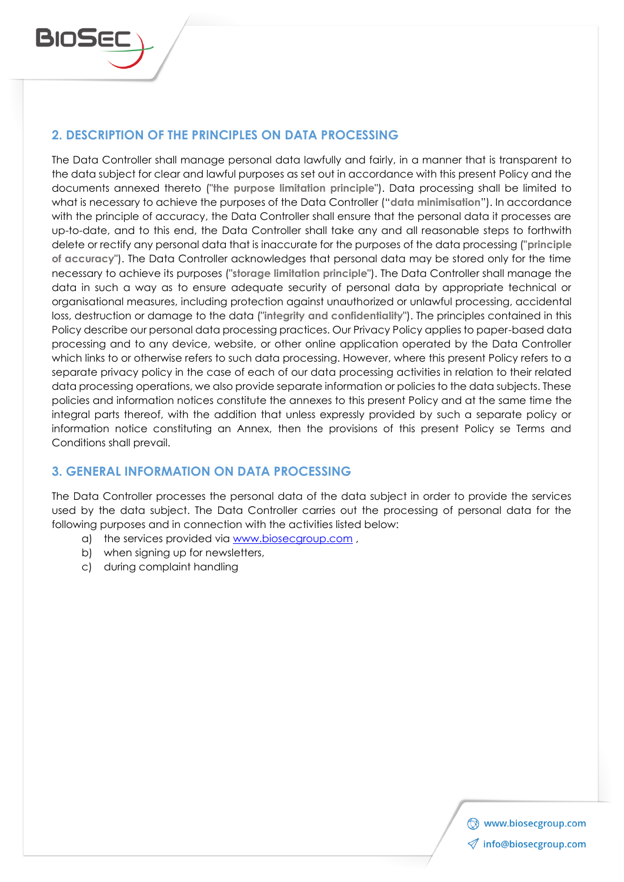## 2. DESCRIPTION OF THE PRINCIPLES ON DATA PROCESSING

The Data Controller shall manage personal data lawfully and fairly, in a manner that is transparent to the data subject for clear and lawful purposes as set out in accordance with this present Policy and the documents annexed thereto ("**the purpose limitation principle**"). Data processing shall be limited to what is necessary to achieve the purposes of the Data Controller ("**data minimisation**"). In accordance with the principle of accuracy, the Data Controller shall ensure that the personal data it processes are up-to-date, and to this end, the Data Controller shall take any and all reasonable steps to forthwith delete or rectify any personal data that is inaccurate for the purposes of the data processing ("**principle of accuracy**"). The Data Controller acknowledges that personal data may be stored only for the time necessary to achieve its purposes ("**storage limitation principle**"). The Data Controller shall manage the data in such a way as to ensure adequate security of personal data by appropriate technical or organisational measures, including protection against unauthorized or unlawful processing, accidental loss, destruction or damage to the data ("**integrity and confidentiality**"). The principles contained in this Policy describe our personal data processing practices. Our Privacy Policy applies to paper-based data processing and to any device, website, or other online application operated by the Data Controller which links to or otherwise refers to such data processing. However, where this present Policy refers to a separate privacy policy in the case of each of our data processing activities in relation to their related data processing operations, we also provide separate information or policies to the data subjects. These policies and information notices constitute the annexes to this present Policy and at the same time the integral parts thereof, with the addition that unless expressly provided by such a separate policy or information notice constituting an Annex, then the provisions of this present Policy se Terms and Conditions shall prevail.

## 3. GENERAL INFORMATION ON DATA PROCESSING

The Data Controller processes the personal data of the data subject in order to provide the services used by the data subject. The Data Controller carries out the processing of personal data for the following purposes and in connection with the activities listed below:

a) the services provided via www.biosecgroup.com ,
b) when signing up for newsletters,
c) during complaint handling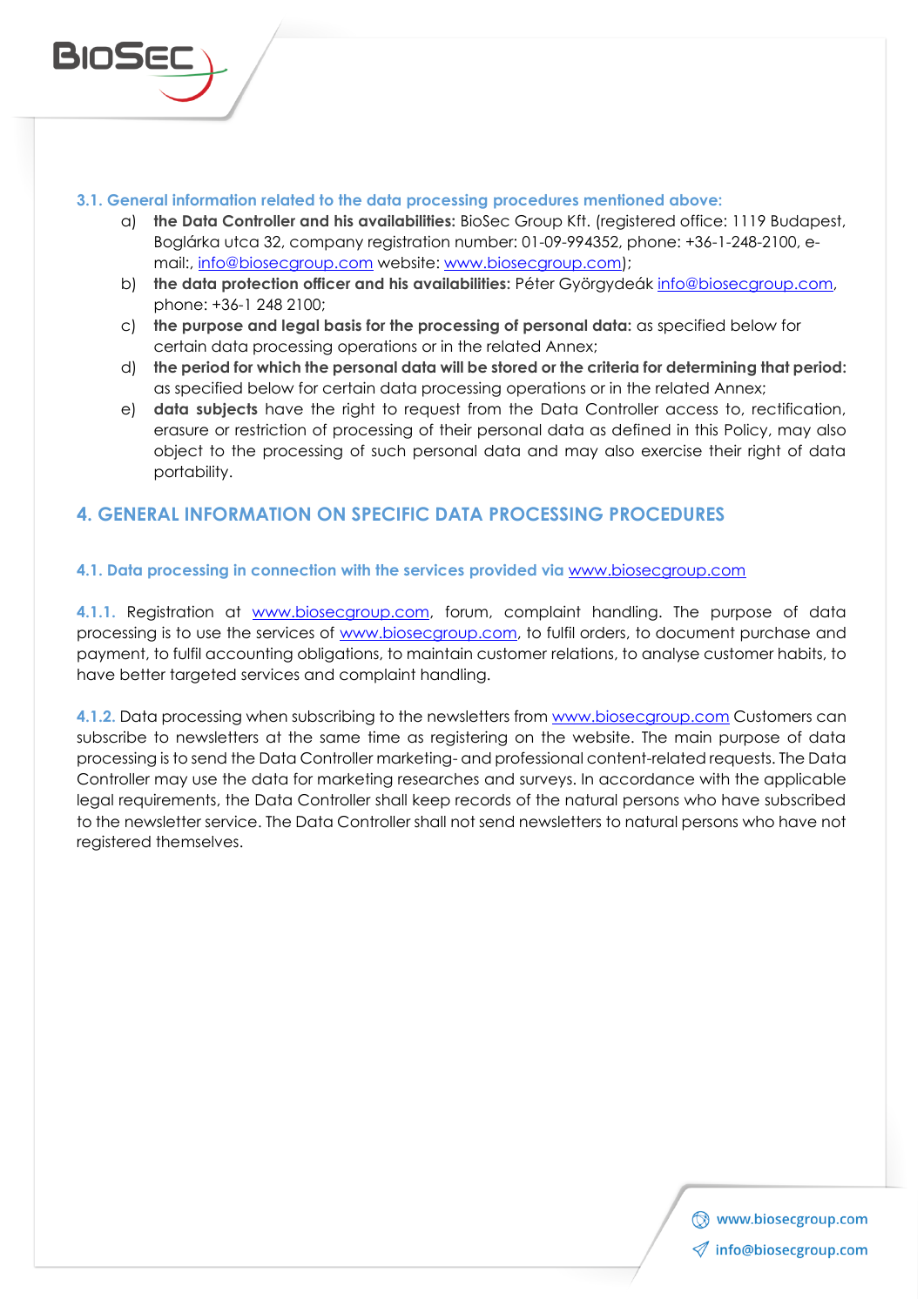### 3.1. General information related to the data processing procedures mentioned above:

a) **the Data Controller and his availabilities:** BioSec Group Kft. (registered office: 1119 Budapest, Boglárka utca 32, company registration number: 01-09-994352, phone: +36-1-248-2100, e-mail:, info@biosecgroup.com website: www.biosecgroup.com);

b) **the data protection officer and his availabilities:** Péter Györgydeák info@biosecgroup.com, phone: +36-1 248 2100;

c) **the purpose and legal basis for the processing of personal data:** as specified below for certain data processing operations or in the related Annex;

d) **the period for which the personal data will be stored or the criteria for determining that period:** as specified below for certain data processing operations or in the related Annex;

e) **data subjects** have the right to request from the Data Controller access to, rectification, erasure or restriction of processing of their personal data as defined in this Policy, may also object to the processing of such personal data and may also exercise their right of data portability.

## 4. GENERAL INFORMATION ON SPECIFIC DATA PROCESSING PROCEDURES

### 4.1. Data processing in connection with the services provided via www.biosecgroup.com

4.1.1. Registration at www.biosecgroup.com, forum, complaint handling. The purpose of data processing is to use the services of www.biosecgroup.com, to fulfil orders, to document purchase and payment, to fulfil accounting obligations, to maintain customer relations, to analyse customer habits, to have better targeted services and complaint handling.

4.1.2. Data processing when subscribing to the newsletters from www.biosecgroup.com Customers can subscribe to newsletters at the same time as registering on the website. The main purpose of data processing is to send the Data Controller marketing- and professional content-related requests. The Data Controller may use the data for marketing researches and surveys. In accordance with the applicable legal requirements, the Data Controller shall keep records of the natural persons who have subscribed to the newsletter service. The Data Controller shall not send newsletters to natural persons who have not registered themselves.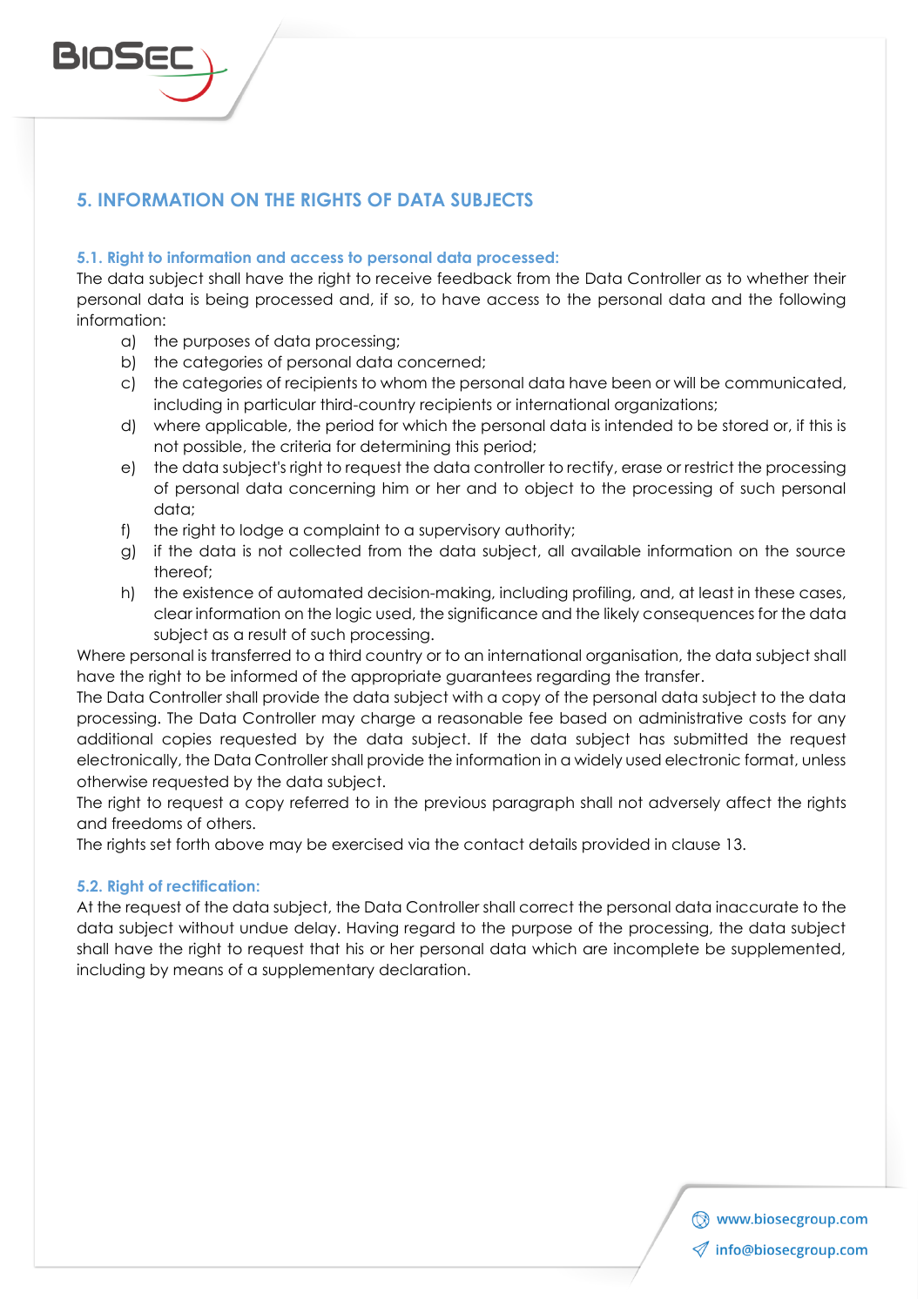## 5. INFORMATION ON THE RIGHTS OF DATA SUBJECTS

### 5.1. Right to information and access to personal data processed:

The data subject shall have the right to receive feedback from the Data Controller as to whether their personal data is being processed and, if so, to have access to the personal data and the following information:

a) the purposes of data processing;
b) the categories of personal data concerned;
c) the categories of recipients to whom the personal data have been or will be communicated, including in particular third-country recipients or international organizations;
d) where applicable, the period for which the personal data is intended to be stored or, if this is not possible, the criteria for determining this period;
e) the data subject's right to request the data controller to rectify, erase or restrict the processing of personal data concerning him or her and to object to the processing of such personal data;
f) the right to lodge a complaint to a supervisory authority;
g) if the data is not collected from the data subject, all available information on the source thereof;
h) the existence of automated decision-making, including profiling, and, at least in these cases, clear information on the logic used, the significance and the likely consequences for the data subject as a result of such processing.

Where personal is transferred to a third country or to an international organisation, the data subject shall have the right to be informed of the appropriate guarantees regarding the transfer.

The Data Controller shall provide the data subject with a copy of the personal data subject to the data processing. The Data Controller may charge a reasonable fee based on administrative costs for any additional copies requested by the data subject. If the data subject has submitted the request electronically, the Data Controller shall provide the information in a widely used electronic format, unless otherwise requested by the data subject.

The right to request a copy referred to in the previous paragraph shall not adversely affect the rights and freedoms of others.

The rights set forth above may be exercised via the contact details provided in clause 13.

### 5.2. Right of rectification:

At the request of the data subject, the Data Controller shall correct the personal data inaccurate to the data subject without undue delay. Having regard to the purpose of the processing, the data subject shall have the right to request that his or her personal data which are incomplete be supplemented, including by means of a supplementary declaration.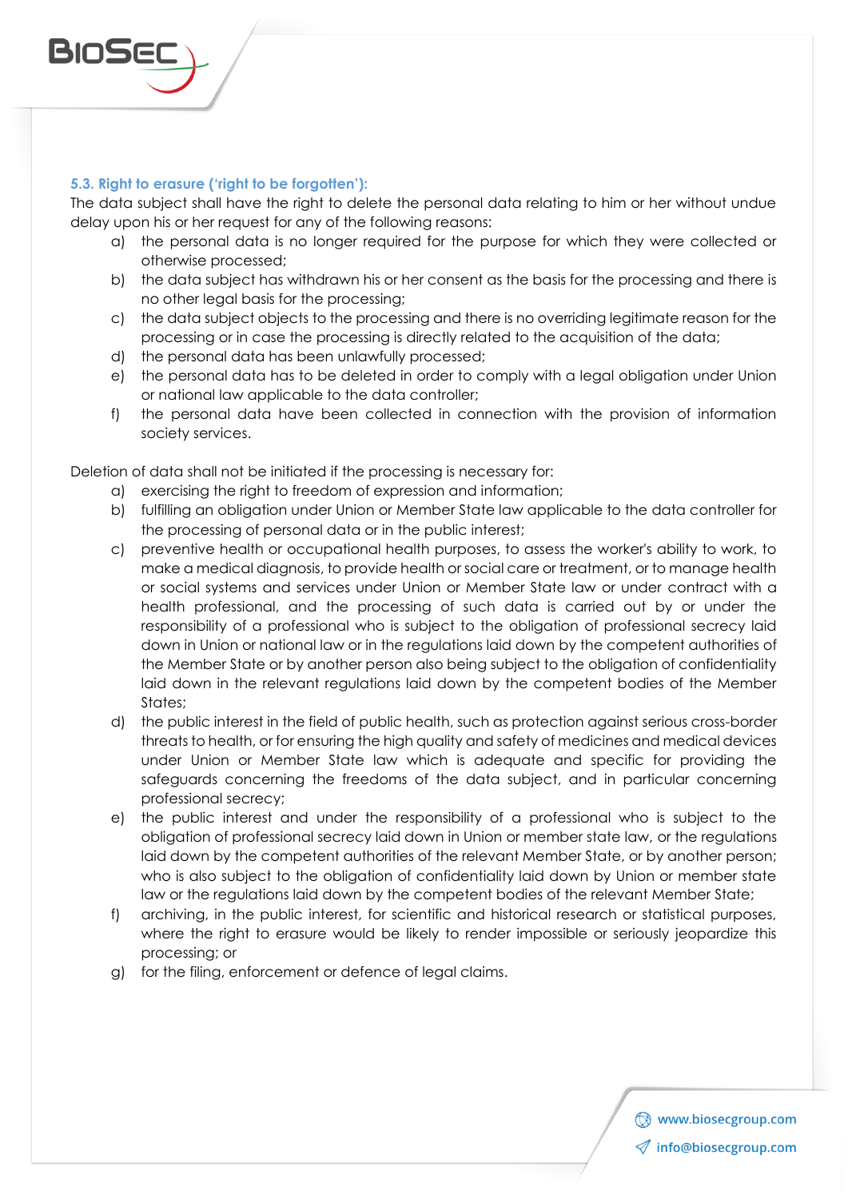### 5.3. Right to erasure ('right to be forgotten'):

The data subject shall have the right to delete the personal data relating to him or her without undue delay upon his or her request for any of the following reasons:

a) the personal data is no longer required for the purpose for which they were collected or otherwise processed;
b) the data subject has withdrawn his or her consent as the basis for the processing and there is no other legal basis for the processing;
c) the data subject objects to the processing and there is no overriding legitimate reason for the processing or in case the processing is directly related to the acquisition of the data;
d) the personal data has been unlawfully processed;
e) the personal data has to be deleted in order to comply with a legal obligation under Union or national law applicable to the data controller;
f) the personal data have been collected in connection with the provision of information society services.

Deletion of data shall not be initiated if the processing is necessary for:

a) exercising the right to freedom of expression and information;
b) fulfilling an obligation under Union or Member State law applicable to the data controller for the processing of personal data or in the public interest;
c) preventive health or occupational health purposes, to assess the worker's ability to work, to make a medical diagnosis, to provide health or social care or treatment, or to manage health or social systems and services under Union or Member State law or under contract with a health professional, and the processing of such data is carried out by or under the responsibility of a professional who is subject to the obligation of professional secrecy laid down in Union or national law or in the regulations laid down by the competent authorities of the Member State or by another person also being subject to the obligation of confidentiality laid down in the relevant regulations laid down by the competent bodies of the Member States;
d) the public interest in the field of public health, such as protection against serious cross-border threats to health, or for ensuring the high quality and safety of medicines and medical devices under Union or Member State law which is adequate and specific for providing the safeguards concerning the freedoms of the data subject, and in particular concerning professional secrecy;
e) the public interest and under the responsibility of a professional who is subject to the obligation of professional secrecy laid down in Union or member state law, or the regulations laid down by the competent authorities of the relevant Member State, or by another person; who is also subject to the obligation of confidentiality laid down by Union or member state law or the regulations laid down by the competent bodies of the relevant Member State;
f) archiving, in the public interest, for scientific and historical research or statistical purposes, where the right to erasure would be likely to render impossible or seriously jeopardize this processing; or
g) for the filing, enforcement or defence of legal claims.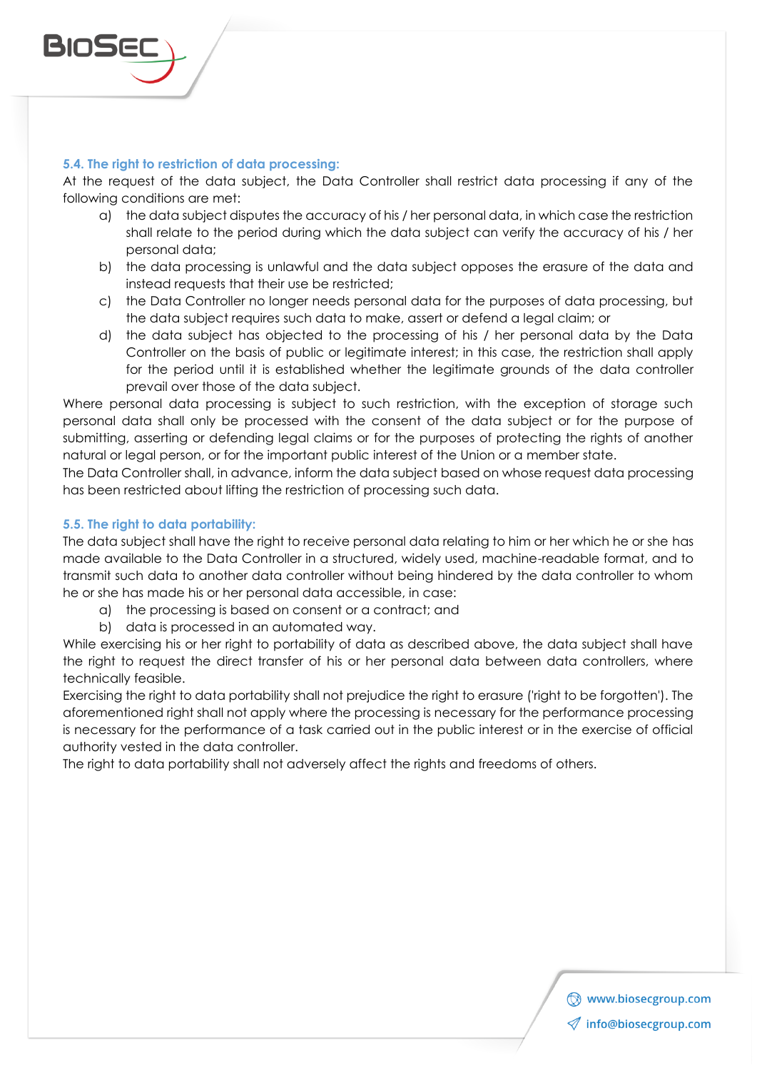### 5.4. The right to restriction of data processing:

At the request of the data subject, the Data Controller shall restrict data processing if any of the following conditions are met:

a) the data subject disputes the accuracy of his / her personal data, in which case the restriction shall relate to the period during which the data subject can verify the accuracy of his / her personal data;
b) the data processing is unlawful and the data subject opposes the erasure of the data and instead requests that their use be restricted;
c) the Data Controller no longer needs personal data for the purposes of data processing, but the data subject requires such data to make, assert or defend a legal claim; or
d) the data subject has objected to the processing of his / her personal data by the Data Controller on the basis of public or legitimate interest; in this case, the restriction shall apply for the period until it is established whether the legitimate grounds of the data controller prevail over those of the data subject.

Where personal data processing is subject to such restriction, with the exception of storage such personal data shall only be processed with the consent of the data subject or for the purpose of submitting, asserting or defending legal claims or for the purposes of protecting the rights of another natural or legal person, or for the important public interest of the Union or a member state.

The Data Controller shall, in advance, inform the data subject based on whose request data processing has been restricted about lifting the restriction of processing such data.

### 5.5. The right to data portability:

The data subject shall have the right to receive personal data relating to him or her which he or she has made available to the Data Controller in a structured, widely used, machine-readable format, and to transmit such data to another data controller without being hindered by the data controller to whom he or she has made his or her personal data accessible, in case:

a) the processing is based on consent or a contract; and
b) data is processed in an automated way.

While exercising his or her right to portability of data as described above, the data subject shall have the right to request the direct transfer of his or her personal data between data controllers, where technically feasible.

Exercising the right to data portability shall not prejudice the right to erasure ('right to be forgotten'). The aforementioned right shall not apply where the processing is necessary for the performance processing is necessary for the performance of a task carried out in the public interest or in the exercise of official authority vested in the data controller.

The right to data portability shall not adversely affect the rights and freedoms of others.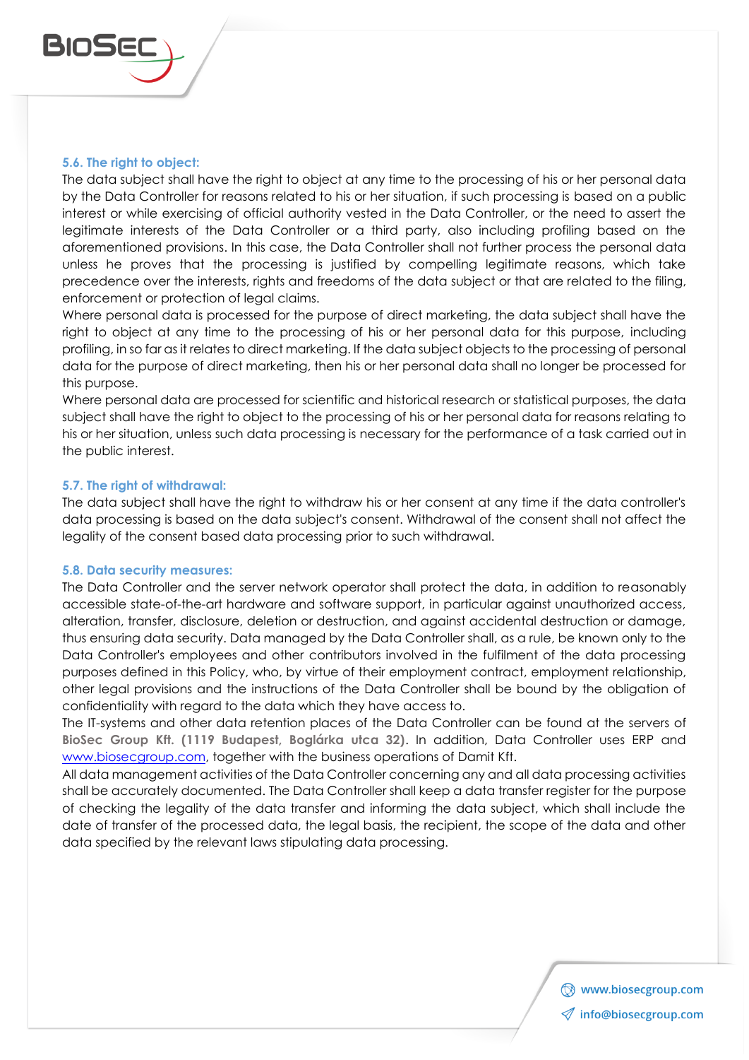### 5.6. The right to object:

The data subject shall have the right to object at any time to the processing of his or her personal data by the Data Controller for reasons related to his or her situation, if such processing is based on a public interest or while exercising of official authority vested in the Data Controller, or the need to assert the legitimate interests of the Data Controller or a third party, also including profiling based on the aforementioned provisions. In this case, the Data Controller shall not further process the personal data unless he proves that the processing is justified by compelling legitimate reasons, which take precedence over the interests, rights and freedoms of the data subject or that are related to the filing, enforcement or protection of legal claims.

Where personal data is processed for the purpose of direct marketing, the data subject shall have the right to object at any time to the processing of his or her personal data for this purpose, including profiling, in so far as it relates to direct marketing. If the data subject objects to the processing of personal data for the purpose of direct marketing, then his or her personal data shall no longer be processed for this purpose.

Where personal data are processed for scientific and historical research or statistical purposes, the data subject shall have the right to object to the processing of his or her personal data for reasons relating to his or her situation, unless such data processing is necessary for the performance of a task carried out in the public interest.

### 5.7. The right of withdrawal:

The data subject shall have the right to withdraw his or her consent at any time if the data controller's data processing is based on the data subject's consent. Withdrawal of the consent shall not affect the legality of the consent based data processing prior to such withdrawal.

### 5.8. Data security measures:

The Data Controller and the server network operator shall protect the data, in addition to reasonably accessible state-of-the-art hardware and software support, in particular against unauthorized access, alteration, transfer, disclosure, deletion or destruction, and against accidental destruction or damage, thus ensuring data security. Data managed by the Data Controller shall, as a rule, be known only to the Data Controller's employees and other contributors involved in the fulfilment of the data processing purposes defined in this Policy, who, by virtue of their employment contract, employment relationship, other legal provisions and the instructions of the Data Controller shall be bound by the obligation of confidentiality with regard to the data which they have access to.

The IT-systems and other data retention places of the Data Controller can be found at the servers of **BioSec Group Kft. (1119 Budapest, Boglárka utca 32)**. In addition, Data Controller uses ERP and www.biosecgroup.com, together with the business operations of Damit Kft.

All data management activities of the Data Controller concerning any and all data processing activities shall be accurately documented. The Data Controller shall keep a data transfer register for the purpose of checking the legality of the data transfer and informing the data subject, which shall include the date of transfer of the processed data, the legal basis, the recipient, the scope of the data and other data specified by the relevant laws stipulating data processing.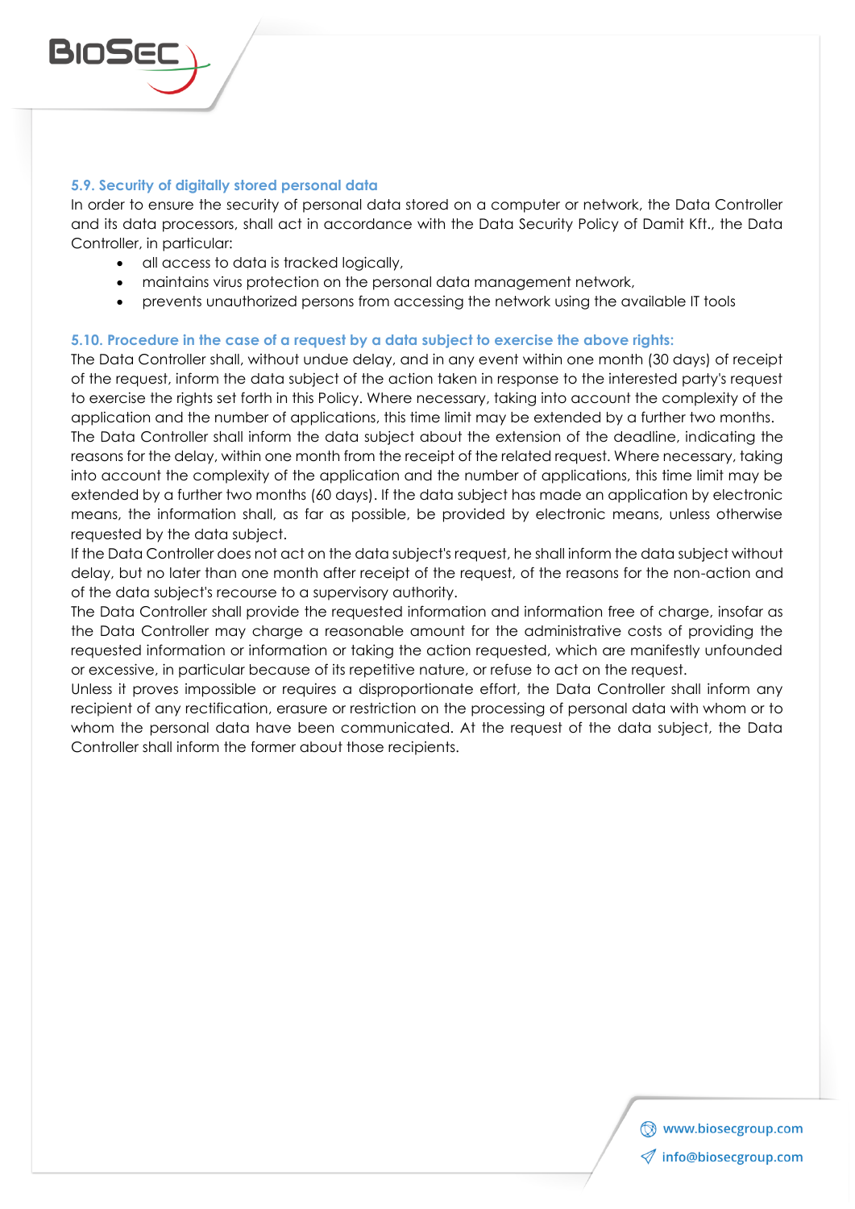### 5.9. Security of digitally stored personal data

In order to ensure the security of personal data stored on a computer or network, the Data Controller and its data processors, shall act in accordance with the Data Security Policy of Damit Kft., the Data Controller, in particular:

- all access to data is tracked logically,
- maintains virus protection on the personal data management network,
- prevents unauthorized persons from accessing the network using the available IT tools

### 5.10. Procedure in the case of a request by a data subject to exercise the above rights:

The Data Controller shall, without undue delay, and in any event within one month (30 days) of receipt of the request, inform the data subject of the action taken in response to the interested party's request to exercise the rights set forth in this Policy. Where necessary, taking into account the complexity of the application and the number of applications, this time limit may be extended by a further two months.
The Data Controller shall inform the data subject about the extension of the deadline, indicating the reasons for the delay, within one month from the receipt of the related request. Where necessary, taking into account the complexity of the application and the number of applications, this time limit may be extended by a further two months (60 days). If the data subject has made an application by electronic means, the information shall, as far as possible, be provided by electronic means, unless otherwise requested by the data subject.
If the Data Controller does not act on the data subject's request, he shall inform the data subject without delay, but no later than one month after receipt of the request, of the reasons for the non-action and of the data subject's recourse to a supervisory authority.
The Data Controller shall provide the requested information and information free of charge, insofar as the Data Controller may charge a reasonable amount for the administrative costs of providing the requested information or information or taking the action requested, which are manifestly unfounded or excessive, in particular because of its repetitive nature, or refuse to act on the request.
Unless it proves impossible or requires a disproportionate effort, the Data Controller shall inform any recipient of any rectification, erasure or restriction on the processing of personal data with whom or to whom the personal data have been communicated. At the request of the data subject, the Data Controller shall inform the former about those recipients.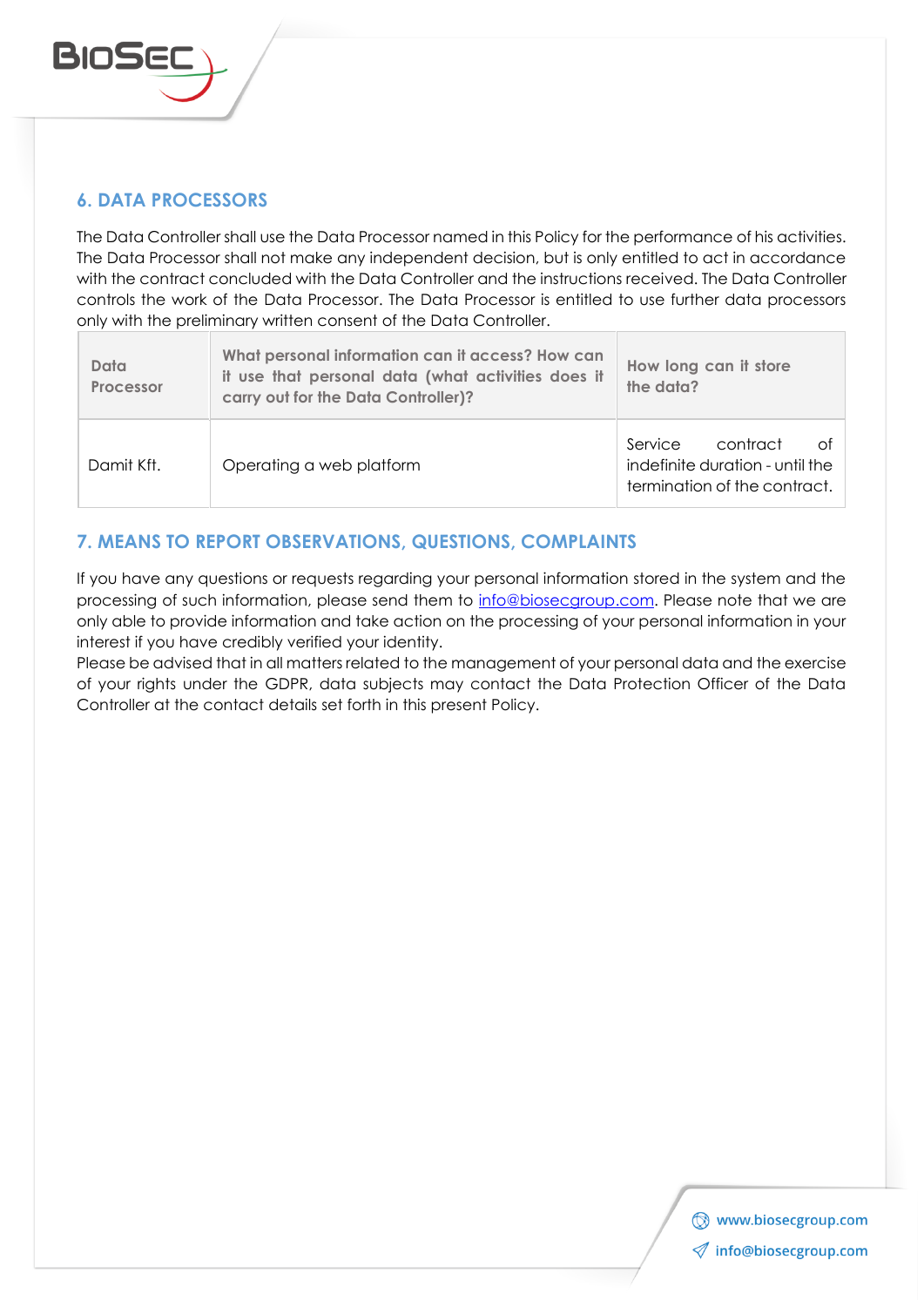## 6. DATA PROCESSORS

The Data Controller shall use the Data Processor named in this Policy for the performance of his activities. The Data Processor shall not make any independent decision, but is only entitled to act in accordance with the contract concluded with the Data Controller and the instructions received. The Data Controller controls the work of the Data Processor. The Data Processor is entitled to use further data processors only with the preliminary written consent of the Data Controller.

| Data Processor | What personal information can it access? How can it use that personal data (what activities does it carry out for the Data Controller)? | How long can it store the data? |
|---|---|---|
| Damit Kft. | Operating a web platform | Service contract of indefinite duration - until the termination of the contract. |

## 7. MEANS TO REPORT OBSERVATIONS, QUESTIONS, COMPLAINTS

If you have any questions or requests regarding your personal information stored in the system and the processing of such information, please send them to info@biosecgroup.com. Please note that we are only able to provide information and take action on the processing of your personal information in your interest if you have credibly verified your identity.
Please be advised that in all matters related to the management of your personal data and the exercise of your rights under the GDPR, data subjects may contact the Data Protection Officer of the Data Controller at the contact details set forth in this present Policy.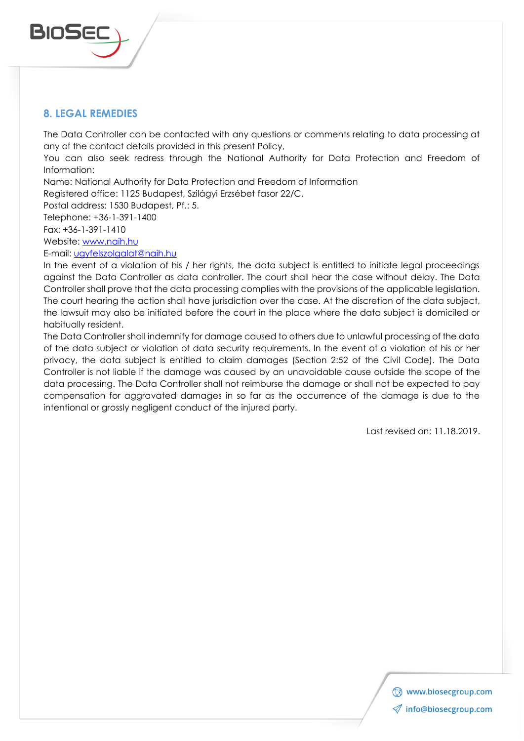## 8. LEGAL REMEDIES

The Data Controller can be contacted with any questions or comments relating to data processing at any of the contact details provided in this present Policy,

You can also seek redress through the National Authority for Data Protection and Freedom of Information:

Name: National Authority for Data Protection and Freedom of Information

Registered office: 1125 Budapest, Szilágyi Erzsébet fasor 22/C.

Postal address: 1530 Budapest, Pf.: 5.

Telephone: +36-1-391-1400

Fax: +36-1-391-1410

Website: www.naih.hu

E-mail: ugyfelszolgalat@naih.hu

In the event of a violation of his / her rights, the data subject is entitled to initiate legal proceedings against the Data Controller as data controller. The court shall hear the case without delay. The Data Controller shall prove that the data processing complies with the provisions of the applicable legislation. The court hearing the action shall have jurisdiction over the case. At the discretion of the data subject, the lawsuit may also be initiated before the court in the place where the data subject is domiciled or habitually resident.

The Data Controller shall indemnify for damage caused to others due to unlawful processing of the data of the data subject or violation of data security requirements. In the event of a violation of his or her privacy, the data subject is entitled to claim damages (Section 2:52 of the Civil Code). The Data Controller is not liable if the damage was caused by an unavoidable cause outside the scope of the data processing. The Data Controller shall not reimburse the damage or shall not be expected to pay compensation for aggravated damages in so far as the occurrence of the damage is due to the intentional or grossly negligent conduct of the injured party.

Last revised on: 11.18.2019.